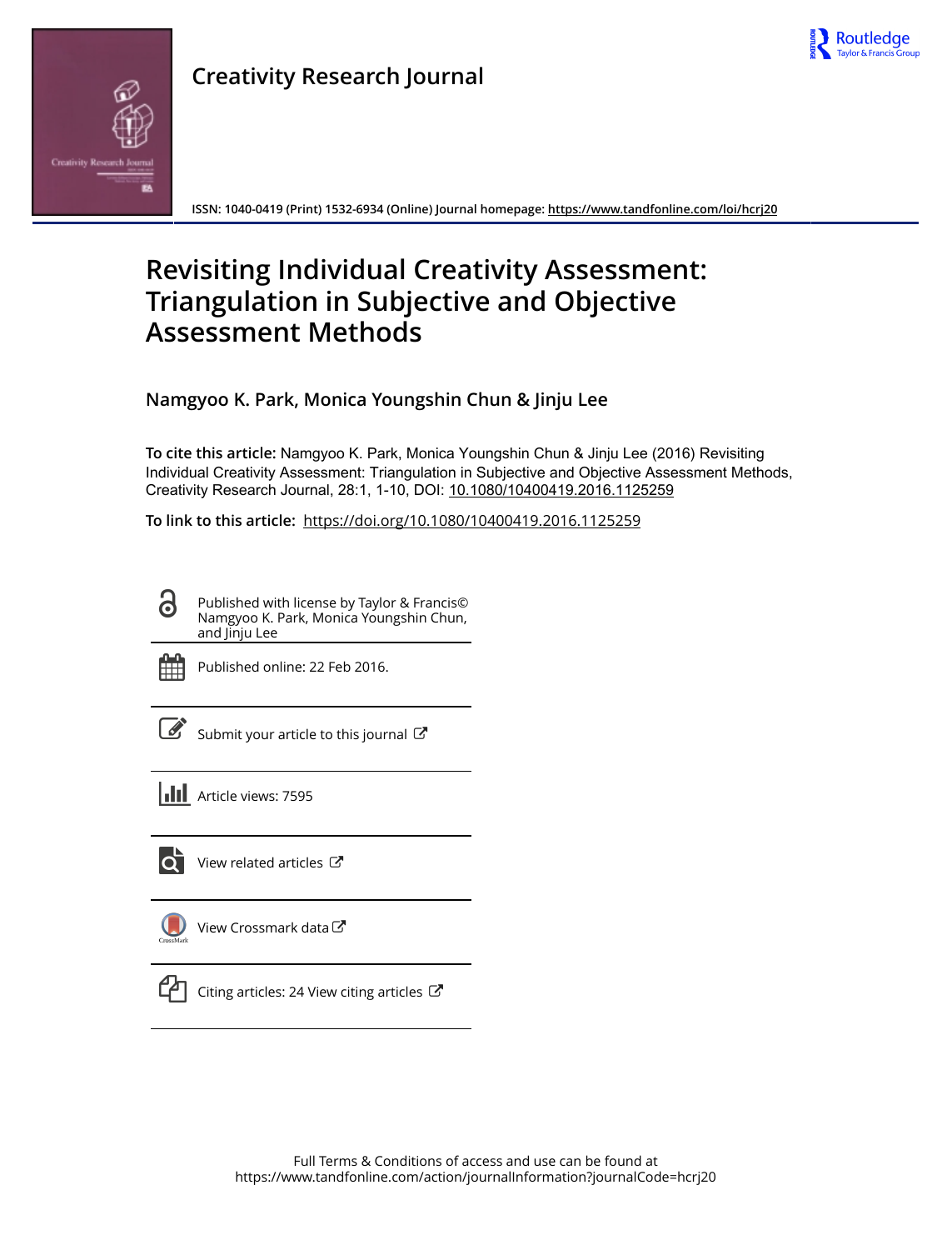Creativity Research Journal

ISSN: 1040-0419 (Print) 1532-6934 (Online) Journal homepage: https://www.tandfonline.com/loi/hcrj20

# Revisiting Individual Creativity Assessment: Triangulation in Subjective and Objective Assessment Methods

Namgyoo K. Park, Monica Youngshin Chun & Jinju Lee

**To cite this article:** Namgyoo K. Park, Monica Youngshin Chun & Jinju Lee (2016) Revisiting Individual Creativity Assessment: Triangulation in Subjective and Objective Assessment Methods, Creativity Research Journal, 28:1, 1-10, DOI: 10.1080/10400419.2016.1125259

**To link to this article:** https://doi.org/10.1080/10400419.2016.1125259

Published with license by Taylor & Francis© Namgyoo K. Park, Monica Youngshin Chun, and Jinju Lee

Published online: 22 Feb 2016.

Submit your article to this journal

Article views: 7595

View related articles

View Crossmark data

Citing articles: 24 View citing articles

Full Terms & Conditions of access and use can be found at
https://www.tandfonline.com/action/journalInformation?journalCode=hcrj20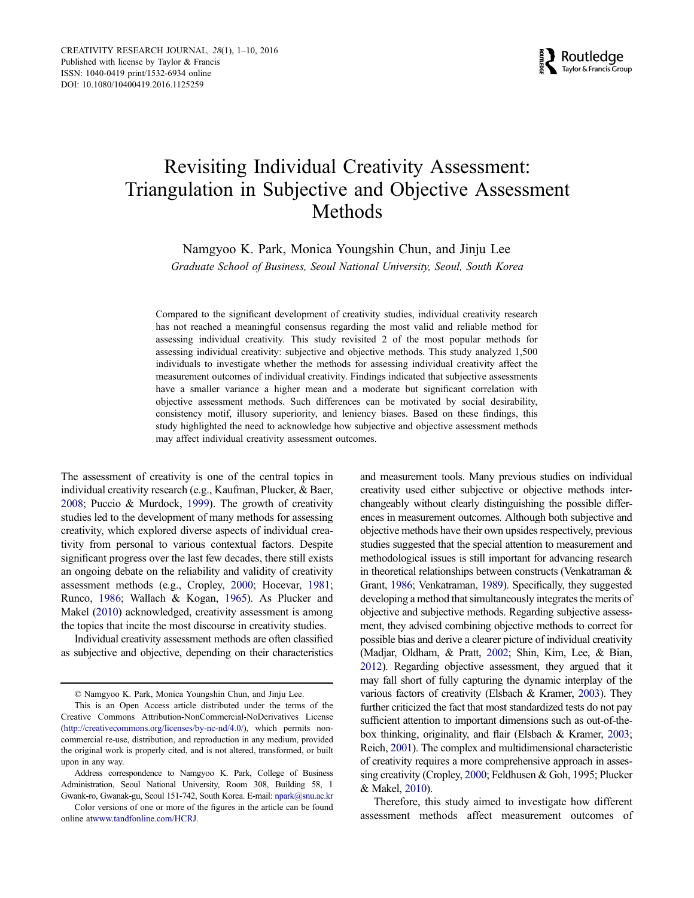# Revisiting Individual Creativity Assessment: Triangulation in Subjective and Objective Assessment Methods

Namgyoo K. Park, Monica Youngshin Chun, and Jinju Lee

*Graduate School of Business, Seoul National University, Seoul, South Korea*

Compared to the significant development of creativity studies, individual creativity research has not reached a meaningful consensus regarding the most valid and reliable method for assessing individual creativity. This study revisited 2 of the most popular methods for assessing individual creativity: subjective and objective methods. This study analyzed 1,500 individuals to investigate whether the methods for assessing individual creativity affect the measurement outcomes of individual creativity. Findings indicated that subjective assessments have a smaller variance a higher mean and a moderate but significant correlation with objective assessment methods. Such differences can be motivated by social desirability, consistency motif, illusory superiority, and leniency biases. Based on these findings, this study highlighted the need to acknowledge how subjective and objective assessment methods may affect individual creativity assessment outcomes.

The assessment of creativity is one of the central topics in individual creativity research (e.g., Kaufman, Plucker, & Baer, 2008; Puccio & Murdock, 1999). The growth of creativity studies led to the development of many methods for assessing creativity, which explored diverse aspects of individual creativity from personal to various contextual factors. Despite significant progress over the last few decades, there still exists an ongoing debate on the reliability and validity of creativity assessment methods (e.g., Cropley, 2000; Hocevar, 1981; Runco, 1986; Wallach & Kogan, 1965). As Plucker and Makel (2010) acknowledged, creativity assessment is among the topics that incite the most discourse in creativity studies.

Individual creativity assessment methods are often classified as subjective and objective, depending on their characteristics and measurement tools. Many previous studies on individual creativity used either subjective or objective methods interchangeably without clearly distinguishing the possible differences in measurement outcomes. Although both subjective and objective methods have their own upsides respectively, previous studies suggested that the special attention to measurement and methodological issues is still important for advancing research in theoretical relationships between constructs (Venkatraman & Grant, 1986; Venkatraman, 1989). Specifically, they suggested developing a method that simultaneously integrates the merits of objective and subjective methods. Regarding subjective assessment, they advised combining objective methods to correct for possible bias and derive a clearer picture of individual creativity (Madjar, Oldham, & Pratt, 2002; Shin, Kim, Lee, & Bian, 2012). Regarding objective assessment, they argued that it may fall short of fully capturing the dynamic interplay of the various factors of creativity (Elsbach & Kramer, 2003). They further criticized the fact that most standardized tests do not pay sufficient attention to important dimensions such as out-of-the-box thinking, originality, and flair (Elsbach & Kramer, 2003; Reich, 2001). The complex and multidimensional characteristic of creativity requires a more comprehensive approach in assessing creativity (Cropley, 2000; Feldhusen & Goh, 1995; Plucker & Makel, 2010).

Therefore, this study aimed to investigate how different assessment methods affect measurement outcomes of

---

© Namgyoo K. Park, Monica Youngshin Chun, and Jinju Lee.

This is an Open Access article distributed under the terms of the Creative Commons Attribution-NonCommercial-NoDerivatives License (http://creativecommons.org/licenses/by-nc-nd/4.0/), which permits non-commercial re-use, distribution, and reproduction in any medium, provided the original work is properly cited, and is not altered, transformed, or built upon in any way.

Address correspondence to Namgyoo K. Park, College of Business Administration, Seoul National University, Room 308, Building 58, 1 Gwank-ro, Gwanak-gu, Seoul 151-742, South Korea. E-mail: npark@snu.ac.kr

Color versions of one or more of the figures in the article can be found online atwww.tandfonline.com/HCRJ.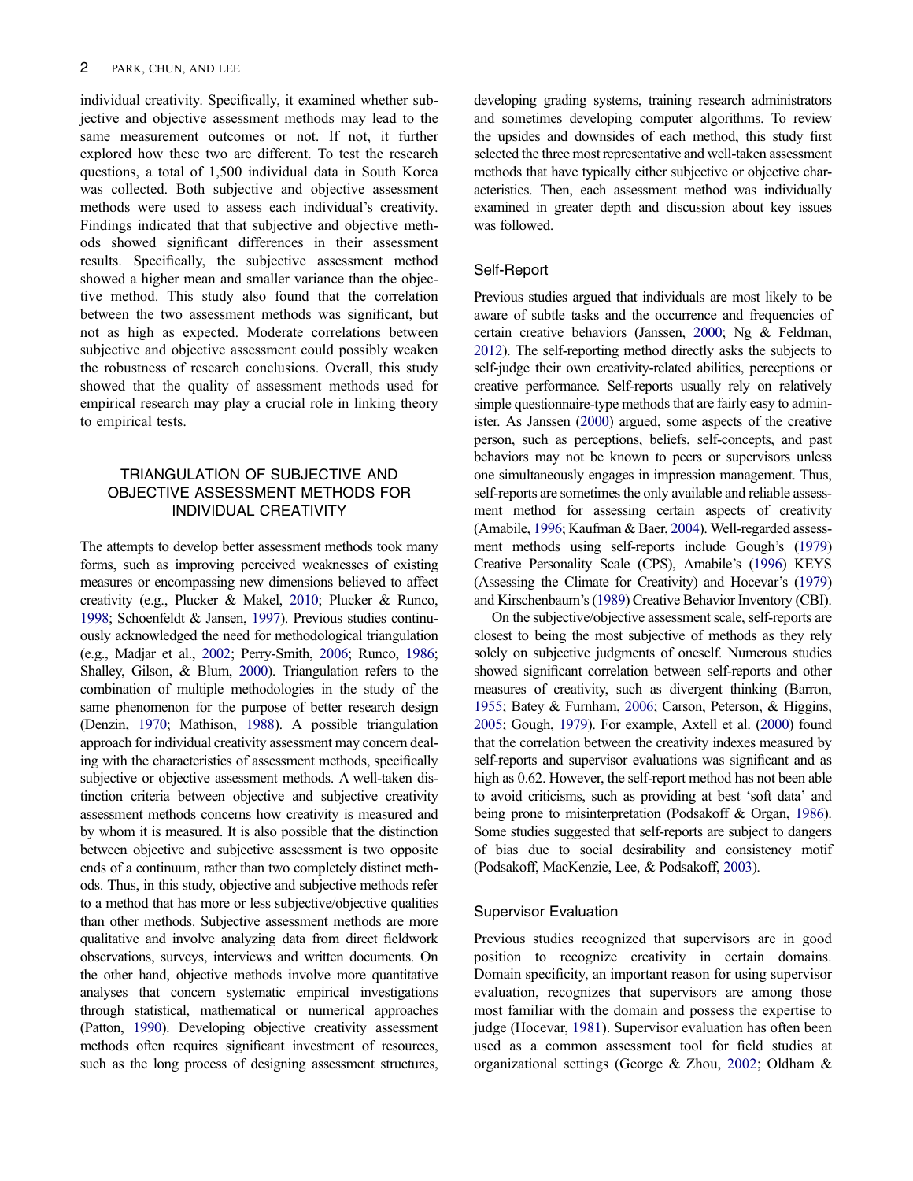individual creativity. Specifically, it examined whether subjective and objective assessment methods may lead to the same measurement outcomes or not. If not, it further explored how these two are different. To test the research questions, a total of 1,500 individual data in South Korea was collected. Both subjective and objective assessment methods were used to assess each individual's creativity. Findings indicated that that subjective and objective methods showed significant differences in their assessment results. Specifically, the subjective assessment method showed a higher mean and smaller variance than the objective method. This study also found that the correlation between the two assessment methods was significant, but not as high as expected. Moderate correlations between subjective and objective assessment could possibly weaken the robustness of research conclusions. Overall, this study showed that the quality of assessment methods used for empirical research may play a crucial role in linking theory to empirical tests.

## TRIANGULATION OF SUBJECTIVE AND OBJECTIVE ASSESSMENT METHODS FOR INDIVIDUAL CREATIVITY

The attempts to develop better assessment methods took many forms, such as improving perceived weaknesses of existing measures or encompassing new dimensions believed to affect creativity (e.g., Plucker & Makel, 2010; Plucker & Runco, 1998; Schoenfeldt & Jansen, 1997). Previous studies continuously acknowledged the need for methodological triangulation (e.g., Madjar et al., 2002; Perry-Smith, 2006; Runco, 1986; Shalley, Gilson, & Blum, 2000). Triangulation refers to the combination of multiple methodologies in the study of the same phenomenon for the purpose of better research design (Denzin, 1970; Mathison, 1988). A possible triangulation approach for individual creativity assessment may concern dealing with the characteristics of assessment methods, specifically subjective or objective assessment methods. A well-taken distinction criteria between objective and subjective creativity assessment methods concerns how creativity is measured and by whom it is measured. It is also possible that the distinction between objective and subjective assessment is two opposite ends of a continuum, rather than two completely distinct methods. Thus, in this study, objective and subjective methods refer to a method that has more or less subjective/objective qualities than other methods. Subjective assessment methods are more qualitative and involve analyzing data from direct fieldwork observations, surveys, interviews and written documents. On the other hand, objective methods involve more quantitative analyses that concern systematic empirical investigations through statistical, mathematical or numerical approaches (Patton, 1990). Developing objective creativity assessment methods often requires significant investment of resources, such as the long process of designing assessment structures, developing grading systems, training research administrators and sometimes developing computer algorithms. To review the upsides and downsides of each method, this study first selected the three most representative and well-taken assessment methods that have typically either subjective or objective characteristics. Then, each assessment method was individually examined in greater depth and discussion about key issues was followed.

### Self-Report

Previous studies argued that individuals are most likely to be aware of subtle tasks and the occurrence and frequencies of certain creative behaviors (Janssen, 2000; Ng & Feldman, 2012). The self-reporting method directly asks the subjects to self-judge their own creativity-related abilities, perceptions or creative performance. Self-reports usually rely on relatively simple questionnaire-type methods that are fairly easy to administer. As Janssen (2000) argued, some aspects of the creative person, such as perceptions, beliefs, self-concepts, and past behaviors may not be known to peers or supervisors unless one simultaneously engages in impression management. Thus, self-reports are sometimes the only available and reliable assessment method for assessing certain aspects of creativity (Amabile, 1996; Kaufman & Baer, 2004). Well-regarded assessment methods using self-reports include Gough's (1979) Creative Personality Scale (CPS), Amabile's (1996) KEYS (Assessing the Climate for Creativity) and Hocevar's (1979) and Kirschenbaum's (1989) Creative Behavior Inventory (CBI).

On the subjective/objective assessment scale, self-reports are closest to being the most subjective of methods as they rely solely on subjective judgments of oneself. Numerous studies showed significant correlation between self-reports and other measures of creativity, such as divergent thinking (Barron, 1955; Batey & Furnham, 2006; Carson, Peterson, & Higgins, 2005; Gough, 1979). For example, Axtell et al. (2000) found that the correlation between the creativity indexes measured by self-reports and supervisor evaluations was significant and as high as 0.62. However, the self-report method has not been able to avoid criticisms, such as providing at best 'soft data' and being prone to misinterpretation (Podsakoff & Organ, 1986). Some studies suggested that self-reports are subject to dangers of bias due to social desirability and consistency motif (Podsakoff, MacKenzie, Lee, & Podsakoff, 2003).

### Supervisor Evaluation

Previous studies recognized that supervisors are in good position to recognize creativity in certain domains. Domain specificity, an important reason for using supervisor evaluation, recognizes that supervisors are among those most familiar with the domain and possess the expertise to judge (Hocevar, 1981). Supervisor evaluation has often been used as a common assessment tool for field studies at organizational settings (George & Zhou, 2002; Oldham &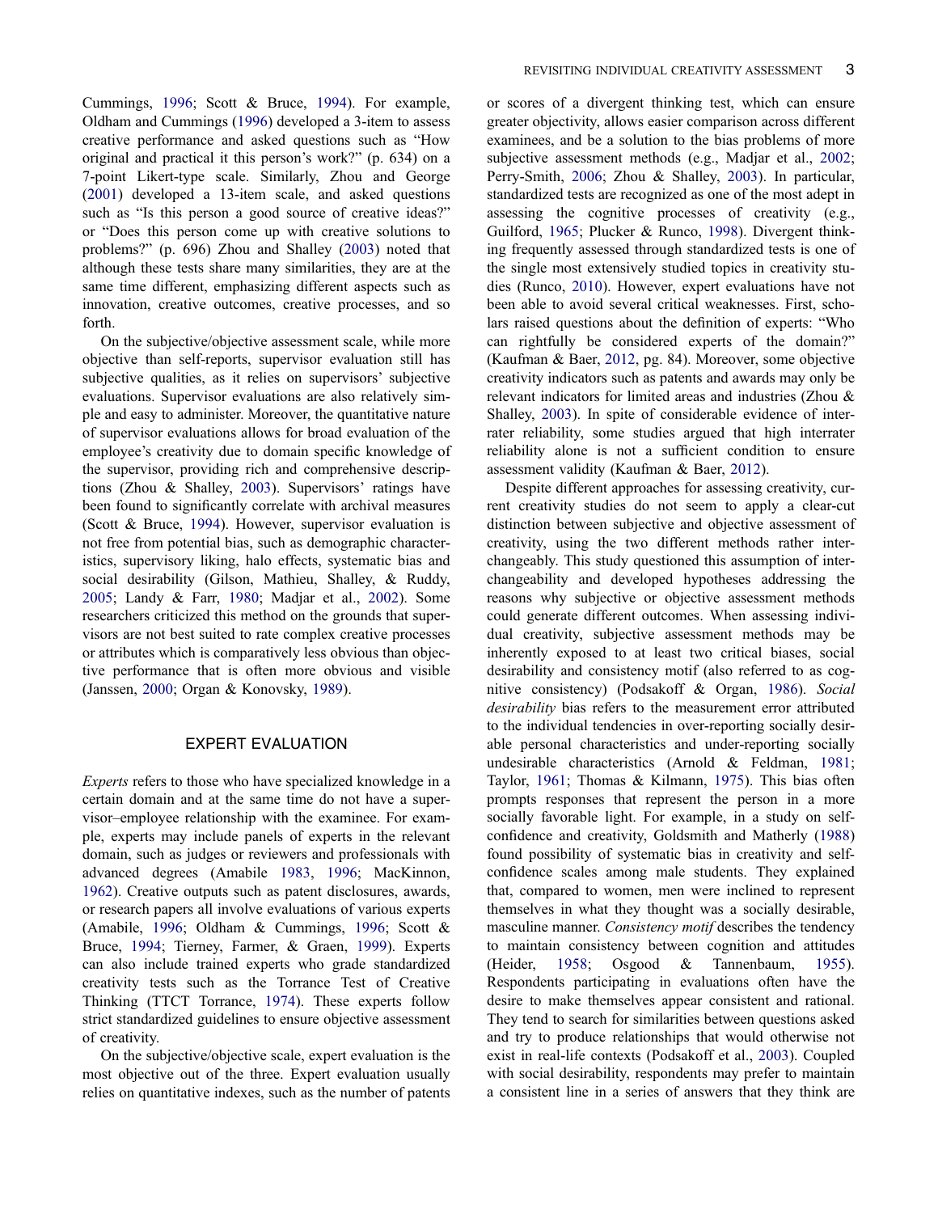Cummings, 1996; Scott & Bruce, 1994). For example, Oldham and Cummings (1996) developed a 3-item to assess creative performance and asked questions such as "How original and practical it this person's work?" (p. 634) on a 7-point Likert-type scale. Similarly, Zhou and George (2001) developed a 13-item scale, and asked questions such as "Is this person a good source of creative ideas?" or "Does this person come up with creative solutions to problems?" (p. 696) Zhou and Shalley (2003) noted that although these tests share many similarities, they are at the same time different, emphasizing different aspects such as innovation, creative outcomes, creative processes, and so forth.

On the subjective/objective assessment scale, while more objective than self-reports, supervisor evaluation still has subjective qualities, as it relies on supervisors' subjective evaluations. Supervisor evaluations are also relatively simple and easy to administer. Moreover, the quantitative nature of supervisor evaluations allows for broad evaluation of the employee's creativity due to domain specific knowledge of the supervisor, providing rich and comprehensive descriptions (Zhou & Shalley, 2003). Supervisors' ratings have been found to significantly correlate with archival measures (Scott & Bruce, 1994). However, supervisor evaluation is not free from potential bias, such as demographic characteristics, supervisory liking, halo effects, systematic bias and social desirability (Gilson, Mathieu, Shalley, & Ruddy, 2005; Landy & Farr, 1980; Madjar et al., 2002). Some researchers criticized this method on the grounds that supervisors are not best suited to rate complex creative processes or attributes which is comparatively less obvious than objective performance that is often more obvious and visible (Janssen, 2000; Organ & Konovsky, 1989).

## EXPERT EVALUATION

*Experts* refers to those who have specialized knowledge in a certain domain and at the same time do not have a supervisor–employee relationship with the examinee. For example, experts may include panels of experts in the relevant domain, such as judges or reviewers and professionals with advanced degrees (Amabile 1983, 1996; MacKinnon, 1962). Creative outputs such as patent disclosures, awards, or research papers all involve evaluations of various experts (Amabile, 1996; Oldham & Cummings, 1996; Scott & Bruce, 1994; Tierney, Farmer, & Graen, 1999). Experts can also include trained experts who grade standardized creativity tests such as the Torrance Test of Creative Thinking (TTCT Torrance, 1974). These experts follow strict standardized guidelines to ensure objective assessment of creativity.

On the subjective/objective scale, expert evaluation is the most objective out of the three. Expert evaluation usually relies on quantitative indexes, such as the number of patents or scores of a divergent thinking test, which can ensure greater objectivity, allows easier comparison across different examinees, and be a solution to the bias problems of more subjective assessment methods (e.g., Madjar et al., 2002; Perry-Smith, 2006; Zhou & Shalley, 2003). In particular, standardized tests are recognized as one of the most adept in assessing the cognitive processes of creativity (e.g., Guilford, 1965; Plucker & Runco, 1998). Divergent thinking frequently assessed through standardized tests is one of the single most extensively studied topics in creativity studies (Runco, 2010). However, expert evaluations have not been able to avoid several critical weaknesses. First, scholars raised questions about the definition of experts: "Who can rightfully be considered experts of the domain?" (Kaufman & Baer, 2012, pg. 84). Moreover, some objective creativity indicators such as patents and awards may only be relevant indicators for limited areas and industries (Zhou & Shalley, 2003). In spite of considerable evidence of interrater reliability, some studies argued that high interrater reliability alone is not a sufficient condition to ensure assessment validity (Kaufman & Baer, 2012).

Despite different approaches for assessing creativity, current creativity studies do not seem to apply a clear-cut distinction between subjective and objective assessment of creativity, using the two different methods rather interchangeably. This study questioned this assumption of interchangeability and developed hypotheses addressing the reasons why subjective or objective assessment methods could generate different outcomes. When assessing individual creativity, subjective assessment methods may be inherently exposed to at least two critical biases, social desirability and consistency motif (also referred to as cognitive consistency) (Podsakoff & Organ, 1986). *Social desirability* bias refers to the measurement error attributed to the individual tendencies in over-reporting socially desirable personal characteristics and under-reporting socially undesirable characteristics (Arnold & Feldman, 1981; Taylor, 1961; Thomas & Kilmann, 1975). This bias often prompts responses that represent the person in a more socially favorable light. For example, in a study on self-confidence and creativity, Goldsmith and Matherly (1988) found possibility of systematic bias in creativity and self-confidence scales among male students. They explained that, compared to women, men were inclined to represent themselves in what they thought was a socially desirable, masculine manner. *Consistency motif* describes the tendency to maintain consistency between cognition and attitudes (Heider, 1958; Osgood & Tannenbaum, 1955). Respondents participating in evaluations often have the desire to make themselves appear consistent and rational. They tend to search for similarities between questions asked and try to produce relationships that would otherwise not exist in real-life contexts (Podsakoff et al., 2003). Coupled with social desirability, respondents may prefer to maintain a consistent line in a series of answers that they think are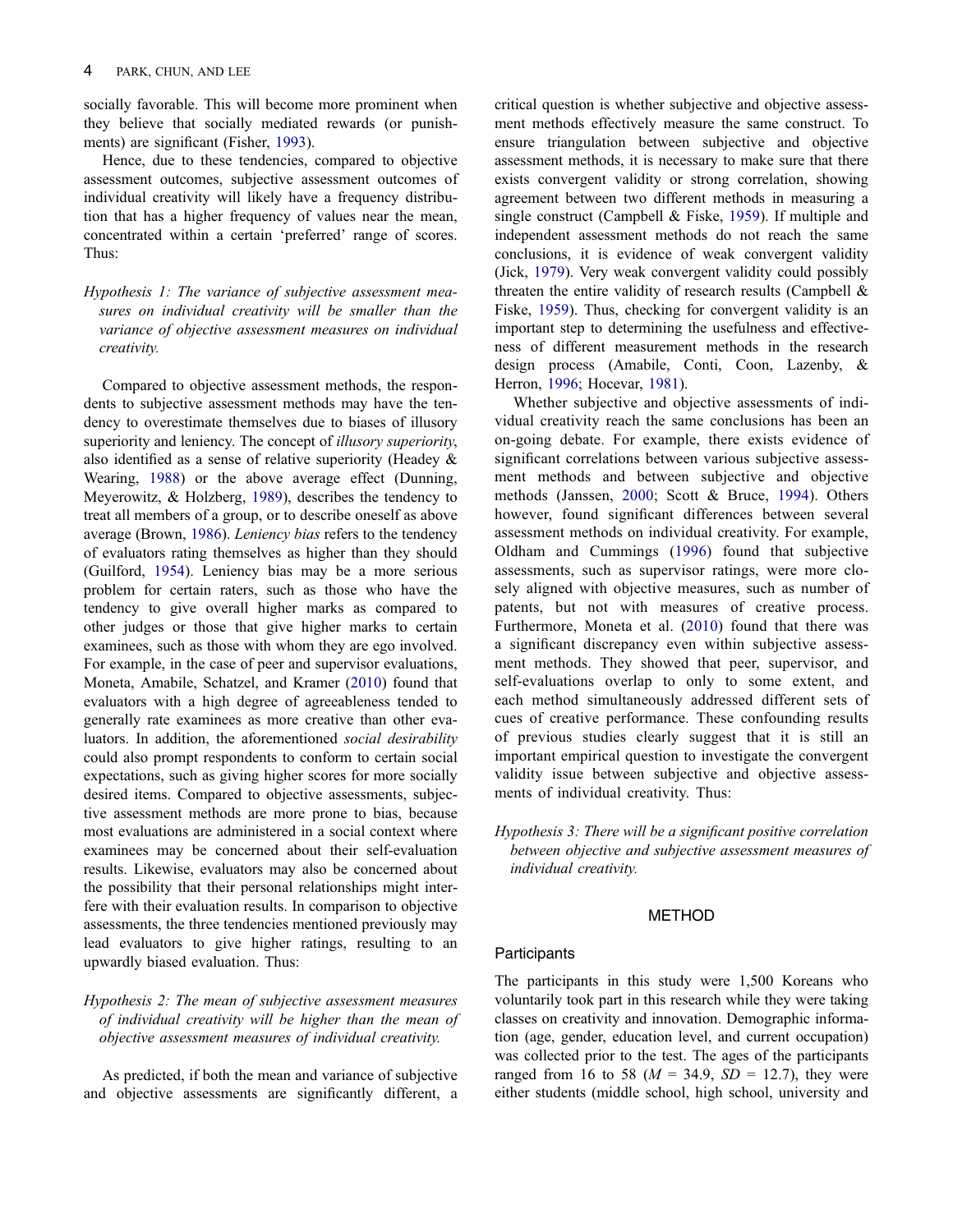socially favorable. This will become more prominent when they believe that socially mediated rewards (or punishments) are significant (Fisher, 1993).

Hence, due to these tendencies, compared to objective assessment outcomes, subjective assessment outcomes of individual creativity will likely have a frequency distribution that has a higher frequency of values near the mean, concentrated within a certain 'preferred' range of scores. Thus:

*Hypothesis 1: The variance of subjective assessment measures on individual creativity will be smaller than the variance of objective assessment measures on individual creativity.*

Compared to objective assessment methods, the respondents to subjective assessment methods may have the tendency to overestimate themselves due to biases of illusory superiority and leniency. The concept of *illusory superiority*, also identified as a sense of relative superiority (Headey & Wearing, 1988) or the above average effect (Dunning, Meyerowitz, & Holzberg, 1989), describes the tendency to treat all members of a group, or to describe oneself as above average (Brown, 1986). *Leniency bias* refers to the tendency of evaluators rating themselves as higher than they should (Guilford, 1954). Leniency bias may be a more serious problem for certain raters, such as those who have the tendency to give overall higher marks as compared to other judges or those that give higher marks to certain examinees, such as those with whom they are ego involved. For example, in the case of peer and supervisor evaluations, Moneta, Amabile, Schatzel, and Kramer (2010) found that evaluators with a high degree of agreeableness tended to generally rate examinees as more creative than other evaluators. In addition, the aforementioned *social desirability* could also prompt respondents to conform to certain social expectations, such as giving higher scores for more socially desired items. Compared to objective assessments, subjective assessment methods are more prone to bias, because most evaluations are administered in a social context where examinees may be concerned about their self-evaluation results. Likewise, evaluators may also be concerned about the possibility that their personal relationships might interfere with their evaluation results. In comparison to objective assessments, the three tendencies mentioned previously may lead evaluators to give higher ratings, resulting to an upwardly biased evaluation. Thus:

*Hypothesis 2: The mean of subjective assessment measures of individual creativity will be higher than the mean of objective assessment measures of individual creativity.*

As predicted, if both the mean and variance of subjective and objective assessments are significantly different, a critical question is whether subjective and objective assessment methods effectively measure the same construct. To ensure triangulation between subjective and objective assessment methods, it is necessary to make sure that there exists convergent validity or strong correlation, showing agreement between two different methods in measuring a single construct (Campbell & Fiske, 1959). If multiple and independent assessment methods do not reach the same conclusions, it is evidence of weak convergent validity (Jick, 1979). Very weak convergent validity could possibly threaten the entire validity of research results (Campbell & Fiske, 1959). Thus, checking for convergent validity is an important step to determining the usefulness and effectiveness of different measurement methods in the research design process (Amabile, Conti, Coon, Lazenby, & Herron, 1996; Hocevar, 1981).

Whether subjective and objective assessments of individual creativity reach the same conclusions has been an on-going debate. For example, there exists evidence of significant correlations between various subjective assessment methods and between subjective and objective methods (Janssen, 2000; Scott & Bruce, 1994). Others however, found significant differences between several assessment methods on individual creativity. For example, Oldham and Cummings (1996) found that subjective assessments, such as supervisor ratings, were more closely aligned with objective measures, such as number of patents, but not with measures of creative process. Furthermore, Moneta et al. (2010) found that there was a significant discrepancy even within subjective assessment methods. They showed that peer, supervisor, and self-evaluations overlap to only to some extent, and each method simultaneously addressed different sets of cues of creative performance. These confounding results of previous studies clearly suggest that it is still an important empirical question to investigate the convergent validity issue between subjective and objective assessments of individual creativity. Thus:

*Hypothesis 3: There will be a significant positive correlation between objective and subjective assessment measures of individual creativity.*

## METHOD

### Participants

The participants in this study were 1,500 Koreans who voluntarily took part in this research while they were taking classes on creativity and innovation. Demographic information (age, gender, education level, and current occupation) was collected prior to the test. The ages of the participants ranged from 16 to 58 ($M$ = 34.9, $SD$ = 12.7), they were either students (middle school, high school, university and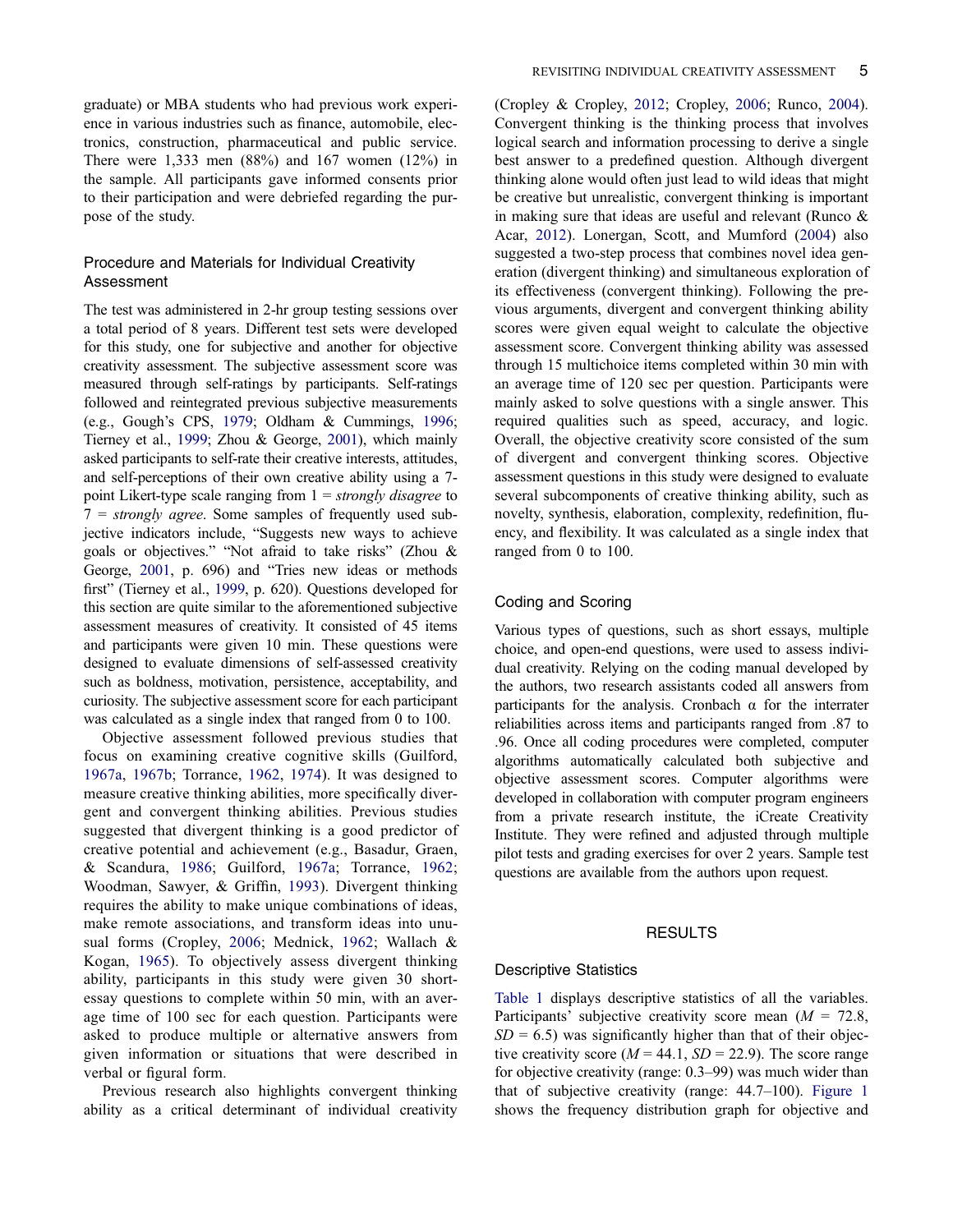graduate) or MBA students who had previous work experience in various industries such as finance, automobile, electronics, construction, pharmaceutical and public service. There were 1,333 men (88%) and 167 women (12%) in the sample. All participants gave informed consents prior to their participation and were debriefed regarding the purpose of the study.

### Procedure and Materials for Individual Creativity Assessment

The test was administered in 2-hr group testing sessions over a total period of 8 years. Different test sets were developed for this study, one for subjective and another for objective creativity assessment. The subjective assessment score was measured through self-ratings by participants. Self-ratings followed and reintegrated previous subjective measurements (e.g., Gough's CPS, 1979; Oldham & Cummings, 1996; Tierney et al., 1999; Zhou & George, 2001), which mainly asked participants to self-rate their creative interests, attitudes, and self-perceptions of their own creative ability using a 7-point Likert-type scale ranging from 1 = *strongly disagree* to 7 = *strongly agree*. Some samples of frequently used subjective indicators include, "Suggests new ways to achieve goals or objectives." "Not afraid to take risks" (Zhou & George, 2001, p. 696) and "Tries new ideas or methods first" (Tierney et al., 1999, p. 620). Questions developed for this section are quite similar to the aforementioned subjective assessment measures of creativity. It consisted of 45 items and participants were given 10 min. These questions were designed to evaluate dimensions of self-assessed creativity such as boldness, motivation, persistence, acceptability, and curiosity. The subjective assessment score for each participant was calculated as a single index that ranged from 0 to 100.

Objective assessment followed previous studies that focus on examining creative cognitive skills (Guilford, 1967a, 1967b; Torrance, 1962, 1974). It was designed to measure creative thinking abilities, more specifically divergent and convergent thinking abilities. Previous studies suggested that divergent thinking is a good predictor of creative potential and achievement (e.g., Basadur, Graen, & Scandura, 1986; Guilford, 1967a; Torrance, 1962; Woodman, Sawyer, & Griffin, 1993). Divergent thinking requires the ability to make unique combinations of ideas, make remote associations, and transform ideas into unusual forms (Cropley, 2006; Mednick, 1962; Wallach & Kogan, 1965). To objectively assess divergent thinking ability, participants in this study were given 30 short-essay questions to complete within 50 min, with an average time of 100 sec for each question. Participants were asked to produce multiple or alternative answers from given information or situations that were described in verbal or figural form.

Previous research also highlights convergent thinking ability as a critical determinant of individual creativity (Cropley & Cropley, 2012; Cropley, 2006; Runco, 2004). Convergent thinking is the thinking process that involves logical search and information processing to derive a single best answer to a predefined question. Although divergent thinking alone would often just lead to wild ideas that might be creative but unrealistic, convergent thinking is important in making sure that ideas are useful and relevant (Runco & Acar, 2012). Lonergan, Scott, and Mumford (2004) also suggested a two-step process that combines novel idea generation (divergent thinking) and simultaneous exploration of its effectiveness (convergent thinking). Following the previous arguments, divergent and convergent thinking ability scores were given equal weight to calculate the objective assessment score. Convergent thinking ability was assessed through 15 multichoice items completed within 30 min with an average time of 120 sec per question. Participants were mainly asked to solve questions with a single answer. This required qualities such as speed, accuracy, and logic. Overall, the objective creativity score consisted of the sum of divergent and convergent thinking scores. Objective assessment questions in this study were designed to evaluate several subcomponents of creative thinking ability, such as novelty, synthesis, elaboration, complexity, redefinition, fluency, and flexibility. It was calculated as a single index that ranged from 0 to 100.

### Coding and Scoring

Various types of questions, such as short essays, multiple choice, and open-end questions, were used to assess individual creativity. Relying on the coding manual developed by the authors, two research assistants coded all answers from participants for the analysis. Cronbach α for the interrater reliabilities across items and participants ranged from .87 to .96. Once all coding procedures were completed, computer algorithms automatically calculated both subjective and objective assessment scores. Computer algorithms were developed in collaboration with computer program engineers from a private research institute, the iCreate Creativity Institute. They were refined and adjusted through multiple pilot tests and grading exercises for over 2 years. Sample test questions are available from the authors upon request.

## RESULTS

### Descriptive Statistics

Table 1 displays descriptive statistics of all the variables. Participants' subjective creativity score mean ($M = 72.8$, $SD = 6.5$) was significantly higher than that of their objective creativity score ($M = 44.1$, $SD = 22.9$). The score range for objective creativity (range: 0.3–99) was much wider than that of subjective creativity (range: 44.7–100). Figure 1 shows the frequency distribution graph for objective and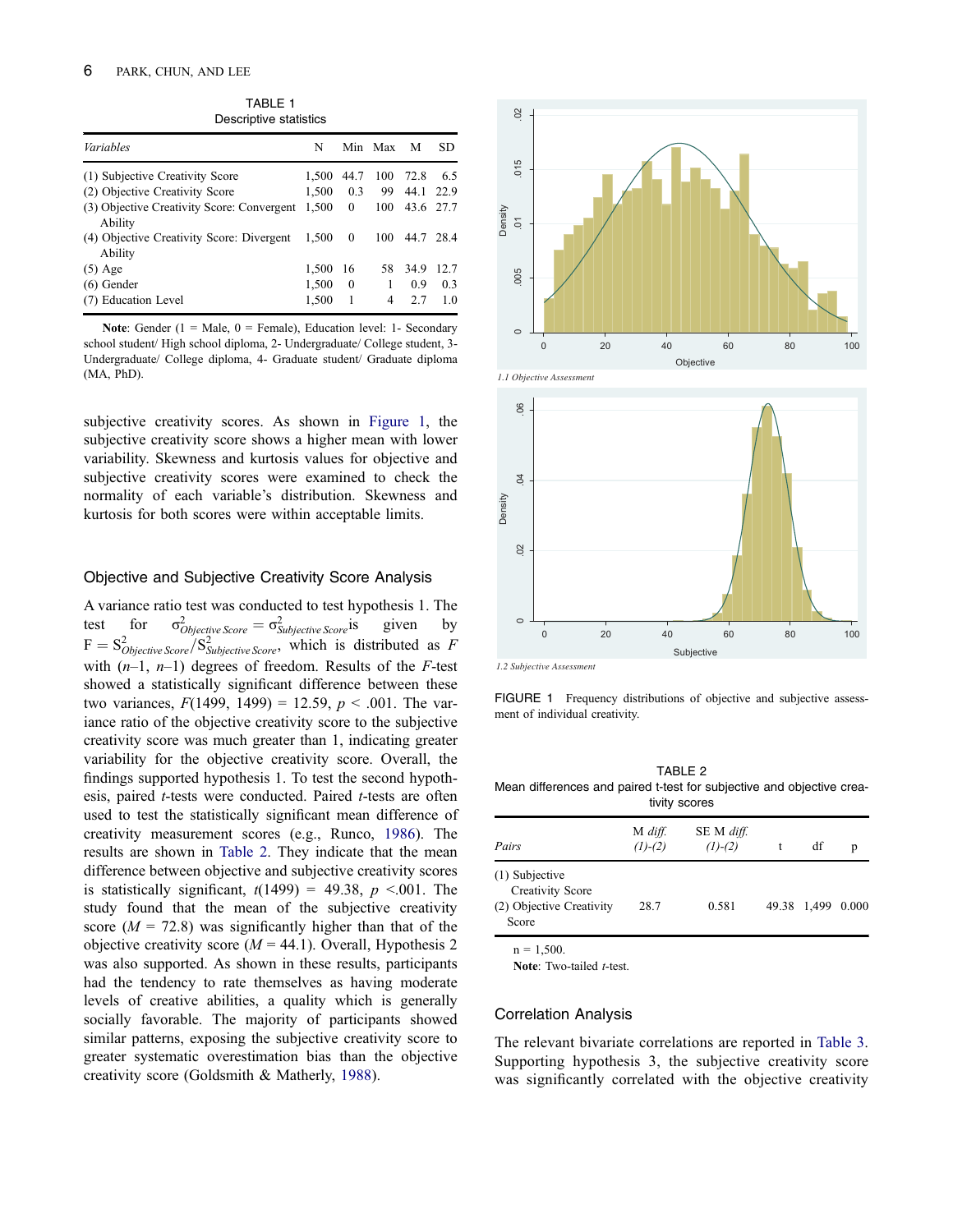TABLE 1
Descriptive statistics

| Variables | N | Min | Max | M | SD |
|---|---|---|---|---|---|
| (1) Subjective Creativity Score | 1,500 | 44.7 | 100 | 72.8 | 6.5 |
| (2) Objective Creativity Score | 1,500 | 0.3 | 99 | 44.1 | 22.9 |
| (3) Objective Creativity Score: Convergent Ability | 1,500 | 0 | 100 | 43.6 | 27.7 |
| (4) Objective Creativity Score: Divergent Ability | 1,500 | 0 | 100 | 44.7 | 28.4 |
| (5) Age | 1,500 | 16 | 58 | 34.9 | 12.7 |
| (6) Gender | 1,500 | 0 | 1 | 0.9 | 0.3 |
| (7) Education Level | 1,500 | 1 | 4 | 2.7 | 1.0 |

**Note**: Gender (1 = Male, 0 = Female), Education level: 1- Secondary school student/ High school diploma, 2- Undergraduate/ College student, 3- Undergraduate/ College diploma, 4- Graduate student/ Graduate diploma (MA, PhD).

subjective creativity scores. As shown in Figure 1, the subjective creativity score shows a higher mean with lower variability. Skewness and kurtosis values for objective and subjective creativity scores were examined to check the normality of each variable's distribution. Skewness and kurtosis for both scores were within acceptable limits.

## Objective and Subjective Creativity Score Analysis

A variance ratio test was conducted to test hypothesis 1. The test for $\sigma^2_{Objective\ Score} = \sigma^2_{Subjective\ Score}$ is given by $F = S^2_{Objective\ Score}/S^2_{Subjective\ Score}$, which is distributed as $F$ with ($n$–1, $n$–1) degrees of freedom. Results of the $F$-test showed a statistically significant difference between these two variances, $F(1499, 1499) = 12.59$, $p < .001$. The variance ratio of the objective creativity score to the subjective creativity score was much greater than 1, indicating greater variability for the objective creativity score. Overall, the findings supported hypothesis 1. To test the second hypothesis, paired $t$-tests were conducted. Paired $t$-tests are often used to test the statistically significant mean difference of creativity measurement scores (e.g., Runco, 1986). The results are shown in Table 2. They indicate that the mean difference between objective and subjective creativity scores is statistically significant, $t(1499) = 49.38$, $p < .001$. The study found that the mean of the subjective creativity score ($M$ = 72.8) was significantly higher than that of the objective creativity score ($M$ = 44.1). Overall, Hypothesis 2 was also supported. As shown in these results, participants had the tendency to rate themselves as having moderate levels of creative abilities, a quality which is generally socially favorable. The majority of participants showed similar patterns, exposing the subjective creativity score to greater systematic overestimation bias than the objective creativity score (Goldsmith & Matherly, 1988).

*1.1 Objective Assessment*

*1.2 Subjective Assessment*

FIGURE 1 Frequency distributions of objective and subjective assessment of individual creativity.

TABLE 2
Mean differences and paired t-test for subjective and objective creativity scores

| Pairs | *M diff. (1)-(2)* | *SE M diff. (1)-(2)* | t | df | p |
|---|---|---|---|---|---|
| (1) Subjective Creativity Score / (2) Objective Creativity Score | 28.7 | 0.581 | 49.38 | 1,499 | 0.000 |

n = 1,500.
**Note**: Two-tailed $t$-test.

## Correlation Analysis

The relevant bivariate correlations are reported in Table 3. Supporting hypothesis 3, the subjective creativity score was significantly correlated with the objective creativity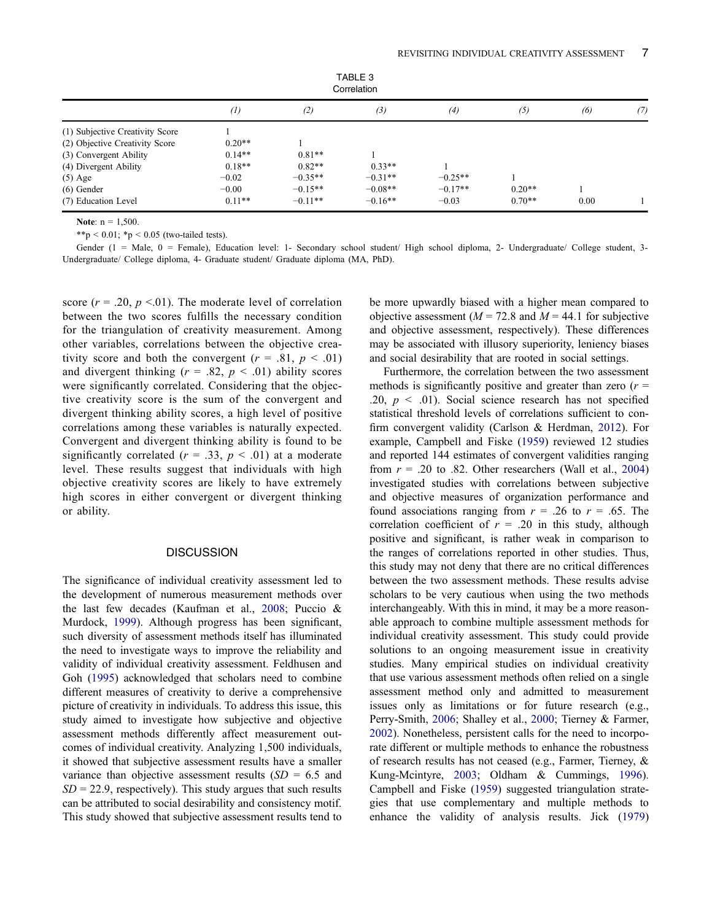TABLE 3
Correlation

| | (1) | (2) | (3) | (4) | (5) | (6) | (7) |
|---|---|---|---|---|---|---|---|
| (1) Subjective Creativity Score | 1 | | | | | | |
| (2) Objective Creativity Score | 0.20** | 1 | | | | | |
| (3) Convergent Ability | 0.14** | 0.81** | 1 | | | | |
| (4) Divergent Ability | 0.18** | 0.82** | 0.33** | 1 | | | |
| (5) Age | −0.02 | −0.35** | −0.31** | −0.25** | 1 | | |
| (6) Gender | −0.00 | −0.15** | −0.08** | −0.17** | 0.20** | 1 | |
| (7) Education Level | 0.11** | −0.11** | −0.16** | −0.03 | 0.70** | 0.00 | 1 |

**Note**: n = 1,500.

**p < 0.01; *p < 0.05 (two-tailed tests).

Gender (1 = Male, 0 = Female), Education level: 1- Secondary school student/ High school diploma, 2- Undergraduate/ College student, 3- Undergraduate/ College diploma, 4- Graduate student/ Graduate diploma (MA, PhD).

score ($r$ = .20, $p$ <.01). The moderate level of correlation between the two scores fulfills the necessary condition for the triangulation of creativity measurement. Among other variables, correlations between the objective creativity score and both the convergent ($r$ = .81, $p$ < .01) and divergent thinking ($r$ = .82, $p$ < .01) ability scores were significantly correlated. Considering that the objective creativity score is the sum of the convergent and divergent thinking ability scores, a high level of positive correlations among these variables is naturally expected. Convergent and divergent thinking ability is found to be significantly correlated ($r$ = .33, $p$ < .01) at a moderate level. These results suggest that individuals with high objective creativity scores are likely to have extremely high scores in either convergent or divergent thinking or ability.

## DISCUSSION

The significance of individual creativity assessment led to the development of numerous measurement methods over the last few decades (Kaufman et al., 2008; Puccio & Murdock, 1999). Although progress has been significant, such diversity of assessment methods itself has illuminated the need to investigate ways to improve the reliability and validity of individual creativity assessment. Feldhusen and Goh (1995) acknowledged that scholars need to combine different measures of creativity to derive a comprehensive picture of creativity in individuals. To address this issue, this study aimed to investigate how subjective and objective assessment methods differently affect measurement outcomes of individual creativity. Analyzing 1,500 individuals, it showed that subjective assessment results have a smaller variance than objective assessment results ($SD$ = 6.5 and $SD$ = 22.9, respectively). This study argues that such results can be attributed to social desirability and consistency motif. This study showed that subjective assessment results tend to be more upwardly biased with a higher mean compared to objective assessment ($M$ = 72.8 and $M$ = 44.1 for subjective and objective assessment, respectively). These differences may be associated with illusory superiority, leniency biases and social desirability that are rooted in social settings.

Furthermore, the correlation between the two assessment methods is significantly positive and greater than zero ($r$ = .20, $p$ < .01). Social science research has not specified statistical threshold levels of correlations sufficient to confirm convergent validity (Carlson & Herdman, 2012). For example, Campbell and Fiske (1959) reviewed 12 studies and reported 144 estimates of convergent validities ranging from $r$ = .20 to .82. Other researchers (Wall et al., 2004) investigated studies with correlations between subjective and objective measures of organization performance and found associations ranging from $r$ = .26 to $r$ = .65. The correlation coefficient of $r$ = .20 in this study, although positive and significant, is rather weak in comparison to the ranges of correlations reported in other studies. Thus, this study may not deny that there are no critical differences between the two assessment methods. These results advise scholars to be very cautious when using the two methods interchangeably. With this in mind, it may be a more reasonable approach to combine multiple assessment methods for individual creativity assessment. This study could provide solutions to an ongoing measurement issue in creativity studies. Many empirical studies on individual creativity that use various assessment methods often relied on a single assessment method only and admitted to measurement issues only as limitations or for future research (e.g., Perry-Smith, 2006; Shalley et al., 2000; Tierney & Farmer, 2002). Nonetheless, persistent calls for the need to incorporate different or multiple methods to enhance the robustness of research results has not ceased (e.g., Farmer, Tierney, & Kung-Mcintyre, 2003; Oldham & Cummings, 1996). Campbell and Fiske (1959) suggested triangulation strategies that use complementary and multiple methods to enhance the validity of analysis results. Jick (1979)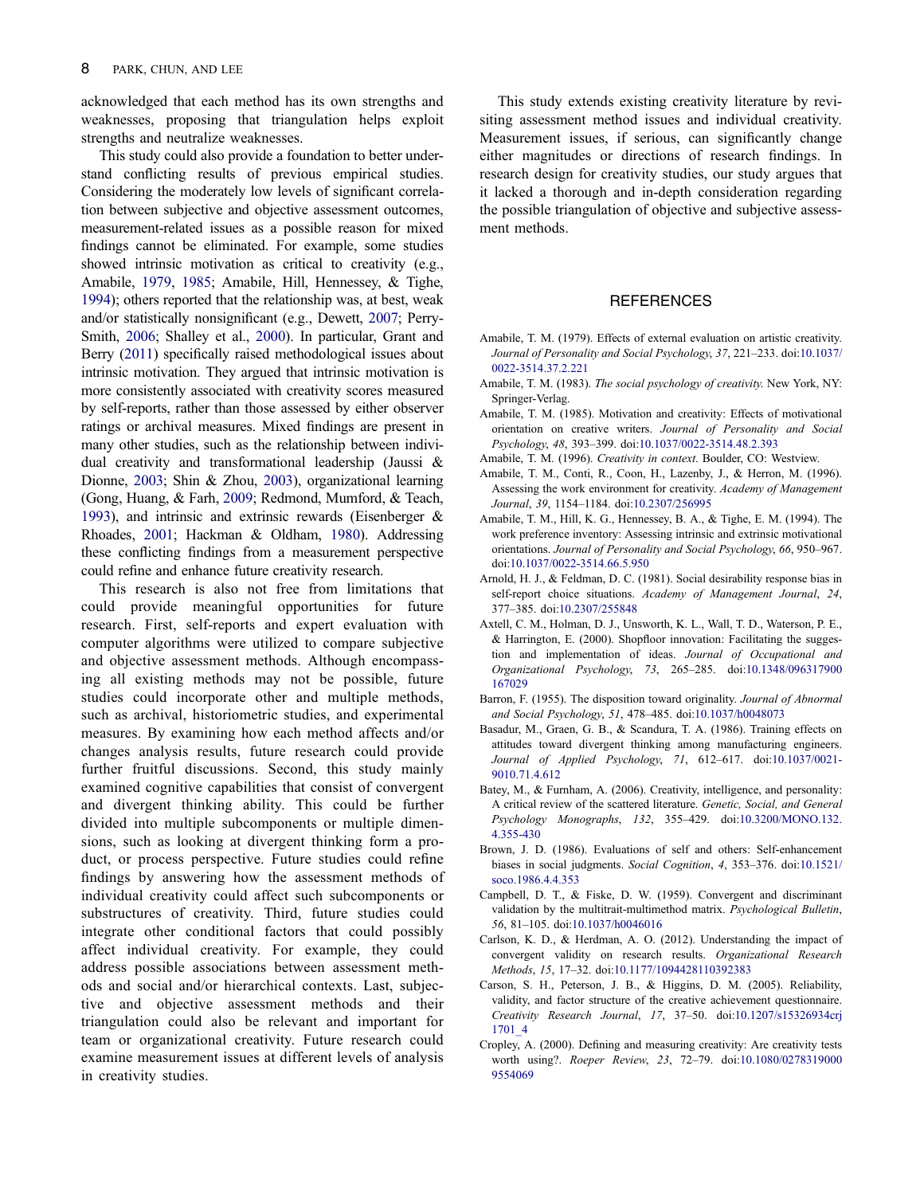acknowledged that each method has its own strengths and weaknesses, proposing that triangulation helps exploit strengths and neutralize weaknesses.

This study could also provide a foundation to better understand conflicting results of previous empirical studies. Considering the moderately low levels of significant correlation between subjective and objective assessment outcomes, measurement-related issues as a possible reason for mixed findings cannot be eliminated. For example, some studies showed intrinsic motivation as critical to creativity (e.g., Amabile, 1979, 1985; Amabile, Hill, Hennessey, & Tighe, 1994); others reported that the relationship was, at best, weak and/or statistically nonsignificant (e.g., Dewett, 2007; Perry-Smith, 2006; Shalley et al., 2000). In particular, Grant and Berry (2011) specifically raised methodological issues about intrinsic motivation. They argued that intrinsic motivation is more consistently associated with creativity scores measured by self-reports, rather than those assessed by either observer ratings or archival measures. Mixed findings are present in many other studies, such as the relationship between individual creativity and transformational leadership (Jaussi & Dionne, 2003; Shin & Zhou, 2003), organizational learning (Gong, Huang, & Farh, 2009; Redmond, Mumford, & Teach, 1993), and intrinsic and extrinsic rewards (Eisenberger & Rhoades, 2001; Hackman & Oldham, 1980). Addressing these conflicting findings from a measurement perspective could refine and enhance future creativity research.

This research is also not free from limitations that could provide meaningful opportunities for future research. First, self-reports and expert evaluation with computer algorithms were utilized to compare subjective and objective assessment methods. Although encompassing all existing methods may not be possible, future studies could incorporate other and multiple methods, such as archival, historiometric studies, and experimental measures. By examining how each method affects and/or changes analysis results, future research could provide further fruitful discussions. Second, this study mainly examined cognitive capabilities that consist of convergent and divergent thinking ability. This could be further divided into multiple subcomponents or multiple dimensions, such as looking at divergent thinking form a product, or process perspective. Future studies could refine findings by answering how the assessment methods of individual creativity could affect such subcomponents or substructures of creativity. Third, future studies could integrate other conditional factors that could possibly affect individual creativity. For example, they could address possible associations between assessment methods and social and/or hierarchical contexts. Last, subjective and objective assessment methods and their triangulation could also be relevant and important for team or organizational creativity. Future research could examine measurement issues at different levels of analysis in creativity studies.

This study extends existing creativity literature by revisiting assessment method issues and individual creativity. Measurement issues, if serious, can significantly change either magnitudes or directions of research findings. In research design for creativity studies, our study argues that it lacked a thorough and in-depth consideration regarding the possible triangulation of objective and subjective assessment methods.

## REFERENCES

Amabile, T. M. (1979). Effects of external evaluation on artistic creativity. *Journal of Personality and Social Psychology*, *37*, 221–233. doi:10.1037/0022-3514.37.2.221

Amabile, T. M. (1983). *The social psychology of creativity*. New York, NY: Springer-Verlag.

Amabile, T. M. (1985). Motivation and creativity: Effects of motivational orientation on creative writers. *Journal of Personality and Social Psychology*, *48*, 393–399. doi:10.1037/0022-3514.48.2.393

Amabile, T. M. (1996). *Creativity in context*. Boulder, CO: Westview.

Amabile, T. M., Conti, R., Coon, H., Lazenby, J., & Herron, M. (1996). Assessing the work environment for creativity. *Academy of Management Journal*, *39*, 1154–1184. doi:10.2307/256995

Amabile, T. M., Hill, K. G., Hennessey, B. A., & Tighe, E. M. (1994). The work preference inventory: Assessing intrinsic and extrinsic motivational orientations. *Journal of Personality and Social Psychology*, *66*, 950–967. doi:10.1037/0022-3514.66.5.950

Arnold, H. J., & Feldman, D. C. (1981). Social desirability response bias in self-report choice situations. *Academy of Management Journal*, *24*, 377–385. doi:10.2307/255848

Axtell, C. M., Holman, D. J., Unsworth, K. L., Wall, T. D., Waterson, P. E., & Harrington, E. (2000). Shopfloor innovation: Facilitating the suggestion and implementation of ideas. *Journal of Occupational and Organizational Psychology*, *73*, 265–285. doi:10.1348/096317900167029

Barron, F. (1955). The disposition toward originality. *Journal of Abnormal and Social Psychology*, *51*, 478–485. doi:10.1037/h0048073

Basadur, M., Graen, G. B., & Scandura, T. A. (1986). Training effects on attitudes toward divergent thinking among manufacturing engineers. *Journal of Applied Psychology*, *71*, 612–617. doi:10.1037/0021-9010.71.4.612

Batey, M., & Furnham, A. (2006). Creativity, intelligence, and personality: A critical review of the scattered literature. *Genetic, Social, and General Psychology Monographs*, *132*, 355–429. doi:10.3200/MONO.132.4.355-430

Brown, J. D. (1986). Evaluations of self and others: Self-enhancement biases in social judgments. *Social Cognition*, *4*, 353–376. doi:10.1521/soco.1986.4.4.353

Campbell, D. T., & Fiske, D. W. (1959). Convergent and discriminant validation by the multitrait-multimethod matrix. *Psychological Bulletin*, *56*, 81–105. doi:10.1037/h0046016

Carlson, K. D., & Herdman, A. O. (2012). Understanding the impact of convergent validity on research results. *Organizational Research Methods*, *15*, 17–32. doi:10.1177/1094428110392383

Carson, S. H., Peterson, J. B., & Higgins, D. M. (2005). Reliability, validity, and factor structure of the creative achievement questionnaire. *Creativity Research Journal*, *17*, 37–50. doi:10.1207/s15326934crj1701_4

Cropley, A. (2000). Defining and measuring creativity: Are creativity tests worth using?. *Roeper Review*, *23*, 72–79. doi:10.1080/02783190009554069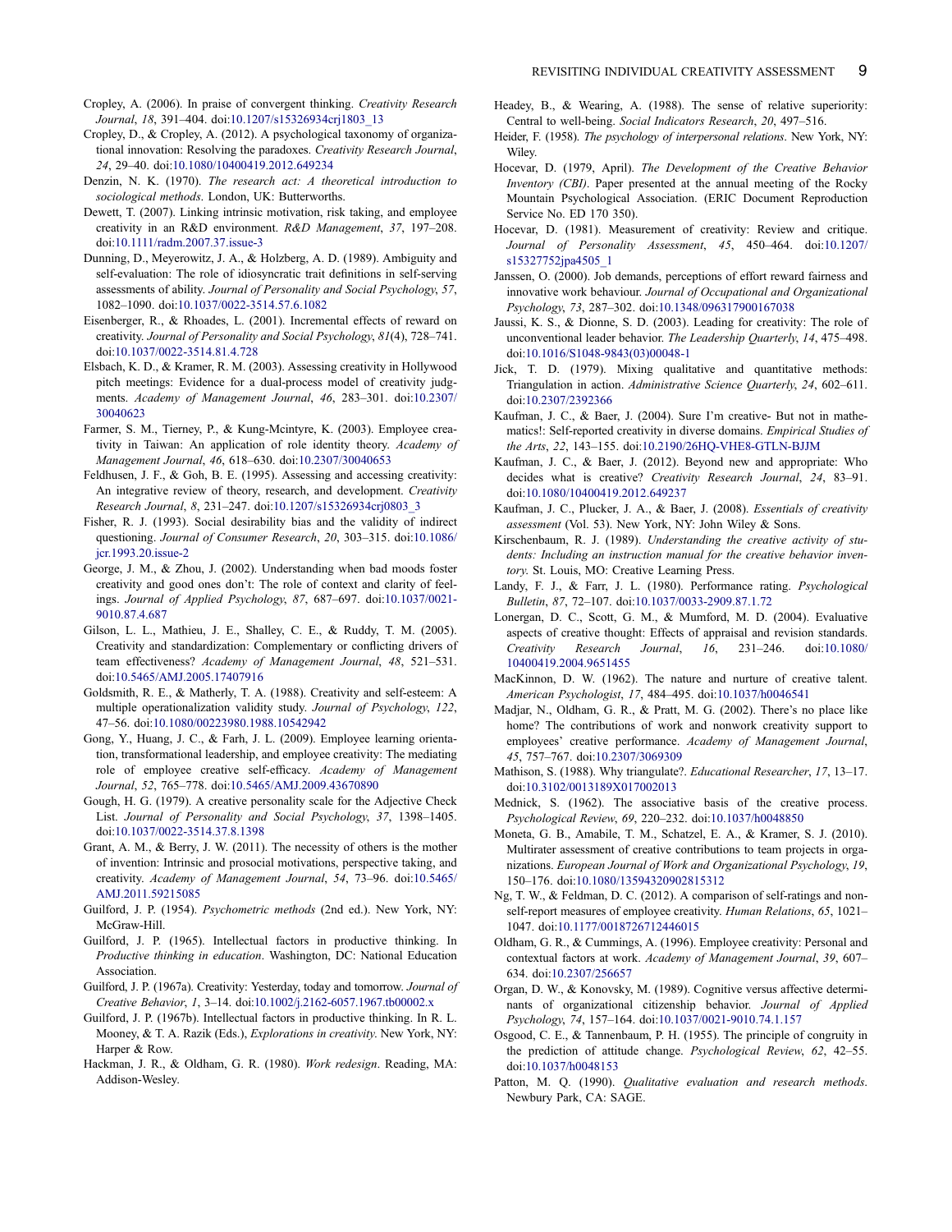Cropley, A. (2006). In praise of convergent thinking. *Creativity Research Journal*, *18*, 391–404. doi:10.1207/s15326934crj1803_13

Cropley, D., & Cropley, A. (2012). A psychological taxonomy of organizational innovation: Resolving the paradoxes. *Creativity Research Journal*, *24*, 29–40. doi:10.1080/10400419.2012.649234

Denzin, N. K. (1970). *The research act: A theoretical introduction to sociological methods*. London, UK: Butterworths.

Dewett, T. (2007). Linking intrinsic motivation, risk taking, and employee creativity in an R&D environment. *R&D Management*, *37*, 197–208. doi:10.1111/radm.2007.37.issue-3

Dunning, D., Meyerowitz, J. A., & Holzberg, A. D. (1989). Ambiguity and self-evaluation: The role of idiosyncratic trait definitions in self-serving assessments of ability. *Journal of Personality and Social Psychology*, *57*, 1082–1090. doi:10.1037/0022-3514.57.6.1082

Eisenberger, R., & Rhoades, L. (2001). Incremental effects of reward on creativity. *Journal of Personality and Social Psychology*, *81*(4), 728–741. doi:10.1037/0022-3514.81.4.728

Elsbach, K. D., & Kramer, R. M. (2003). Assessing creativity in Hollywood pitch meetings: Evidence for a dual-process model of creativity judgments. *Academy of Management Journal*, *46*, 283–301. doi:10.2307/30040623

Farmer, S. M., Tierney, P., & Kung-Mcintyre, K. (2003). Employee creativity in Taiwan: An application of role identity theory. *Academy of Management Journal*, *46*, 618–630. doi:10.2307/30040653

Feldhusen, J. F., & Goh, B. E. (1995). Assessing and accessing creativity: An integrative review of theory, research, and development. *Creativity Research Journal*, *8*, 231–247. doi:10.1207/s15326934crj0803_3

Fisher, R. J. (1993). Social desirability bias and the validity of indirect questioning. *Journal of Consumer Research*, *20*, 303–315. doi:10.1086/jcr.1993.20.issue-2

George, J. M., & Zhou, J. (2002). Understanding when bad moods foster creativity and good ones don't: The role of context and clarity of feelings. *Journal of Applied Psychology*, *87*, 687–697. doi:10.1037/0021-9010.87.4.687

Gilson, L. L., Mathieu, J. E., Shalley, C. E., & Ruddy, T. M. (2005). Creativity and standardization: Complementary or conflicting drivers of team effectiveness? *Academy of Management Journal*, *48*, 521–531. doi:10.5465/AMJ.2005.17407916

Goldsmith, R. E., & Matherly, T. A. (1988). Creativity and self-esteem: A multiple operationalization validity study. *Journal of Psychology*, *122*, 47–56. doi:10.1080/00223980.1988.10542942

Gong, Y., Huang, J. C., & Farh, J. L. (2009). Employee learning orientation, transformational leadership, and employee creativity: The mediating role of employee creative self-efficacy. *Academy of Management Journal*, *52*, 765–778. doi:10.5465/AMJ.2009.43670890

Gough, H. G. (1979). A creative personality scale for the Adjective Check List. *Journal of Personality and Social Psychology*, *37*, 1398–1405. doi:10.1037/0022-3514.37.8.1398

Grant, A. M., & Berry, J. W. (2011). The necessity of others is the mother of invention: Intrinsic and prosocial motivations, perspective taking, and creativity. *Academy of Management Journal*, *54*, 73–96. doi:10.5465/AMJ.2011.59215085

Guilford, J. P. (1954). *Psychometric methods* (2nd ed.). New York, NY: McGraw-Hill.

Guilford, J. P. (1965). Intellectual factors in productive thinking. In *Productive thinking in education*. Washington, DC: National Education Association.

Guilford, J. P. (1967a). Creativity: Yesterday, today and tomorrow. *Journal of Creative Behavior*, *1*, 3–14. doi:10.1002/j.2162-6057.1967.tb00002.x

Guilford, J. P. (1967b). Intellectual factors in productive thinking. In R. L. Mooney, & T. A. Razik (Eds.), *Explorations in creativity*. New York, NY: Harper & Row.

Hackman, J. R., & Oldham, G. R. (1980). *Work redesign*. Reading, MA: Addison-Wesley.

Headey, B., & Wearing, A. (1988). The sense of relative superiority: Central to well-being. *Social Indicators Research*, *20*, 497–516.

Heider, F. (1958). *The psychology of interpersonal relations*. New York, NY: Wiley.

Hocevar, D. (1979, April). *The Development of the Creative Behavior Inventory (CBI)*. Paper presented at the annual meeting of the Rocky Mountain Psychological Association. (ERIC Document Reproduction Service No. ED 170 350).

Hocevar, D. (1981). Measurement of creativity: Review and critique. *Journal of Personality Assessment*, *45*, 450–464. doi:10.1207/s15327752jpa4505_1

Janssen, O. (2000). Job demands, perceptions of effort reward fairness and innovative work behaviour. *Journal of Occupational and Organizational Psychology*, *73*, 287–302. doi:10.1348/096317900167038

Jaussi, K. S., & Dionne, S. D. (2003). Leading for creativity: The role of unconventional leader behavior. *The Leadership Quarterly*, *14*, 475–498. doi:10.1016/S1048-9843(03)00048-1

Jick, T. D. (1979). Mixing qualitative and quantitative methods: Triangulation in action. *Administrative Science Quarterly*, *24*, 602–611. doi:10.2307/2392366

Kaufman, J. C., & Baer, J. (2004). Sure I'm creative- But not in mathematics!: Self-reported creativity in diverse domains. *Empirical Studies of the Arts*, *22*, 143–155. doi:10.2190/26HQ-VHE8-GTLN-BJJM

Kaufman, J. C., & Baer, J. (2012). Beyond new and appropriate: Who decides what is creative? *Creativity Research Journal*, *24*, 83–91. doi:10.1080/10400419.2012.649237

Kaufman, J. C., Plucker, J. A., & Baer, J. (2008). *Essentials of creativity assessment* (Vol. 53). New York, NY: John Wiley & Sons.

Kirschenbaum, R. J. (1989). *Understanding the creative activity of students: Including an instruction manual for the creative behavior inventory*. St. Louis, MO: Creative Learning Press.

Landy, F. J., & Farr, J. L. (1980). Performance rating. *Psychological Bulletin*, *87*, 72–107. doi:10.1037/0033-2909.87.1.72

Lonergan, D. C., Scott, G. M., & Mumford, M. D. (2004). Evaluative aspects of creative thought: Effects of appraisal and revision standards. *Creativity Research Journal*, *16*, 231–246. doi:10.1080/10400419.2004.9651455

MacKinnon, D. W. (1962). The nature and nurture of creative talent. *American Psychologist*, *17*, 484–495. doi:10.1037/h0046541

Madjar, N., Oldham, G. R., & Pratt, M. G. (2002). There's no place like home? The contributions of work and nonwork creativity support to employees' creative performance. *Academy of Management Journal*, *45*, 757–767. doi:10.2307/3069309

Mathison, S. (1988). Why triangulate?. *Educational Researcher*, *17*, 13–17. doi:10.3102/0013189X017002013

Mednick, S. (1962). The associative basis of the creative process. *Psychological Review*, *69*, 220–232. doi:10.1037/h0048850

Moneta, G. B., Amabile, T. M., Schatzel, E. A., & Kramer, S. J. (2010). Multirater assessment of creative contributions to team projects in organizations. *European Journal of Work and Organizational Psychology*, *19*, 150–176. doi:10.1080/13594320902815312

Ng, T. W., & Feldman, D. C. (2012). A comparison of self-ratings and non-self-report measures of employee creativity. *Human Relations*, *65*, 1021–1047. doi:10.1177/0018726712446015

Oldham, G. R., & Cummings, A. (1996). Employee creativity: Personal and contextual factors at work. *Academy of Management Journal*, *39*, 607–634. doi:10.2307/256657

Organ, D. W., & Konovsky, M. (1989). Cognitive versus affective determinants of organizational citizenship behavior. *Journal of Applied Psychology*, *74*, 157–164. doi:10.1037/0021-9010.74.1.157

Osgood, C. E., & Tannenbaum, P. H. (1955). The principle of congruity in the prediction of attitude change. *Psychological Review*, *62*, 42–55. doi:10.1037/h0048153

Patton, M. Q. (1990). *Qualitative evaluation and research methods*. Newbury Park, CA: SAGE.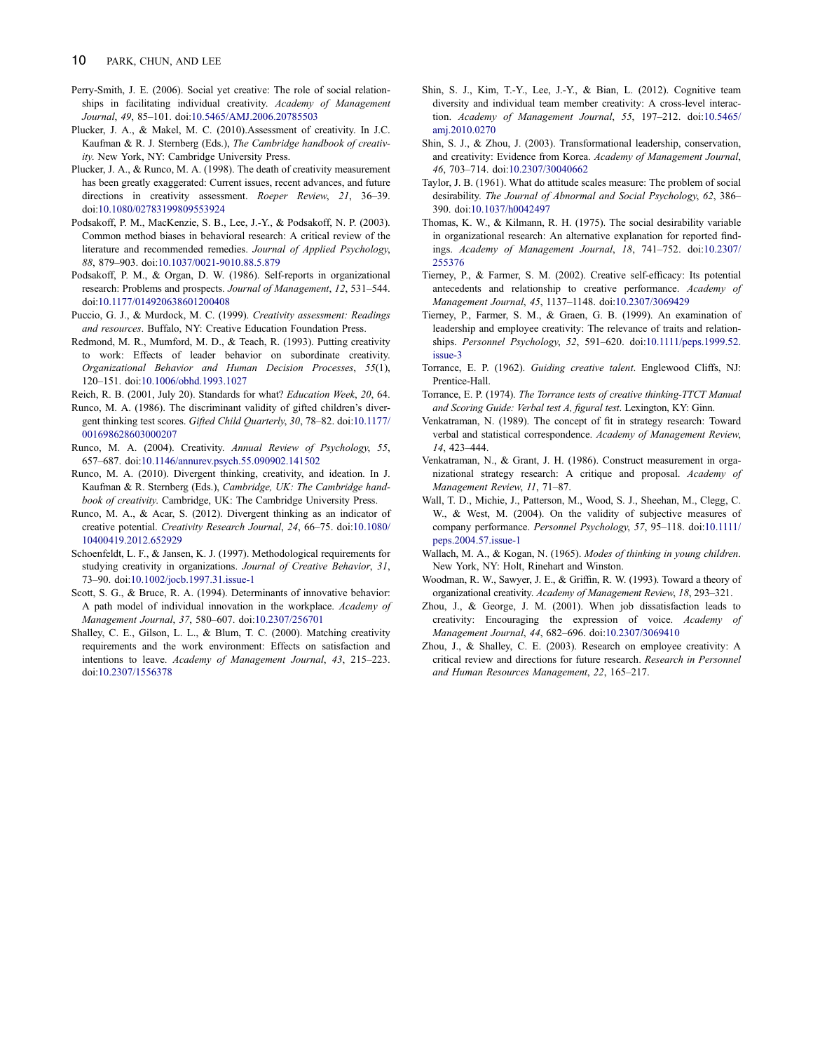Perry-Smith, J. E. (2006). Social yet creative: The role of social relationships in facilitating individual creativity. *Academy of Management Journal*, *49*, 85–101. doi:10.5465/AMJ.2006.20785503

Plucker, J. A., & Makel, M. C. (2010).Assessment of creativity. In J.C. Kaufman & R. J. Sternberg (Eds.), *The Cambridge handbook of creativity*. New York, NY: Cambridge University Press.

Plucker, J. A., & Runco, M. A. (1998). The death of creativity measurement has been greatly exaggerated: Current issues, recent advances, and future directions in creativity assessment. *Roeper Review*, *21*, 36–39. doi:10.1080/02783199809553924

Podsakoff, P. M., MacKenzie, S. B., Lee, J.-Y., & Podsakoff, N. P. (2003). Common method biases in behavioral research: A critical review of the literature and recommended remedies. *Journal of Applied Psychology*, *88*, 879–903. doi:10.1037/0021-9010.88.5.879

Podsakoff, P. M., & Organ, D. W. (1986). Self-reports in organizational research: Problems and prospects. *Journal of Management*, *12*, 531–544. doi:10.1177/014920638601200408

Puccio, G. J., & Murdock, M. C. (1999). *Creativity assessment: Readings and resources*. Buffalo, NY: Creative Education Foundation Press.

Redmond, M. R., Mumford, M. D., & Teach, R. (1993). Putting creativity to work: Effects of leader behavior on subordinate creativity. *Organizational Behavior and Human Decision Processes*, *55*(1), 120–151. doi:10.1006/obhd.1993.1027

Reich, R. B. (2001, July 20). Standards for what? *Education Week*, *20*, 64.

Runco, M. A. (1986). The discriminant validity of gifted children's divergent thinking test scores. *Gifted Child Quarterly*, *30*, 78–82. doi:10.1177/001698628603000207

Runco, M. A. (2004). Creativity. *Annual Review of Psychology*, *55*, 657–687. doi:10.1146/annurev.psych.55.090902.141502

Runco, M. A. (2010). Divergent thinking, creativity, and ideation. In J. Kaufman & R. Sternberg (Eds.), *Cambridge, UK: The Cambridge handbook of creativity*. Cambridge, UK: The Cambridge University Press.

Runco, M. A., & Acar, S. (2012). Divergent thinking as an indicator of creative potential. *Creativity Research Journal*, *24*, 66–75. doi:10.1080/10400419.2012.652929

Schoenfeldt, L. F., & Jansen, K. J. (1997). Methodological requirements for studying creativity in organizations. *Journal of Creative Behavior*, *31*, 73–90. doi:10.1002/jocb.1997.31.issue-1

Scott, S. G., & Bruce, R. A. (1994). Determinants of innovative behavior: A path model of individual innovation in the workplace. *Academy of Management Journal*, *37*, 580–607. doi:10.2307/256701

Shalley, C. E., Gilson, L. L., & Blum, T. C. (2000). Matching creativity requirements and the work environment: Effects on satisfaction and intentions to leave. *Academy of Management Journal*, *43*, 215–223. doi:10.2307/1556378

Shin, S. J., Kim, T.-Y., Lee, J.-Y., & Bian, L. (2012). Cognitive team diversity and individual team member creativity: A cross-level interaction. *Academy of Management Journal*, *55*, 197–212. doi:10.5465/amj.2010.0270

Shin, S. J., & Zhou, J. (2003). Transformational leadership, conservation, and creativity: Evidence from Korea. *Academy of Management Journal*, *46*, 703–714. doi:10.2307/30040662

Taylor, J. B. (1961). What do attitude scales measure: The problem of social desirability. *The Journal of Abnormal and Social Psychology*, *62*, 386–390. doi:10.1037/h0042497

Thomas, K. W., & Kilmann, R. H. (1975). The social desirability variable in organizational research: An alternative explanation for reported findings. *Academy of Management Journal*, *18*, 741–752. doi:10.2307/255376

Tierney, P., & Farmer, S. M. (2002). Creative self-efficacy: Its potential antecedents and relationship to creative performance. *Academy of Management Journal*, *45*, 1137–1148. doi:10.2307/3069429

Tierney, P., Farmer, S. M., & Graen, G. B. (1999). An examination of leadership and employee creativity: The relevance of traits and relationships. *Personnel Psychology*, *52*, 591–620. doi:10.1111/peps.1999.52.issue-3

Torrance, E. P. (1962). *Guiding creative talent*. Englewood Cliffs, NJ: Prentice-Hall.

Torrance, E. P. (1974). *The Torrance tests of creative thinking-TTCT Manual and Scoring Guide: Verbal test A, figural test*. Lexington, KY: Ginn.

Venkatraman, N. (1989). The concept of fit in strategy research: Toward verbal and statistical correspondence. *Academy of Management Review*, *14*, 423–444.

Venkatraman, N., & Grant, J. H. (1986). Construct measurement in organizational strategy research: A critique and proposal. *Academy of Management Review*, *11*, 71–87.

Wall, T. D., Michie, J., Patterson, M., Wood, S. J., Sheehan, M., Clegg, C. W., & West, M. (2004). On the validity of subjective measures of company performance. *Personnel Psychology*, *57*, 95–118. doi:10.1111/peps.2004.57.issue-1

Wallach, M. A., & Kogan, N. (1965). *Modes of thinking in young children*. New York, NY: Holt, Rinehart and Winston.

Woodman, R. W., Sawyer, J. E., & Griffin, R. W. (1993). Toward a theory of organizational creativity. *Academy of Management Review*, *18*, 293–321.

Zhou, J., & George, J. M. (2001). When job dissatisfaction leads to creativity: Encouraging the expression of voice. *Academy of Management Journal*, *44*, 682–696. doi:10.2307/3069410

Zhou, J., & Shalley, C. E. (2003). Research on employee creativity: A critical review and directions for future research. *Research in Personnel and Human Resources Management*, *22*, 165–217.